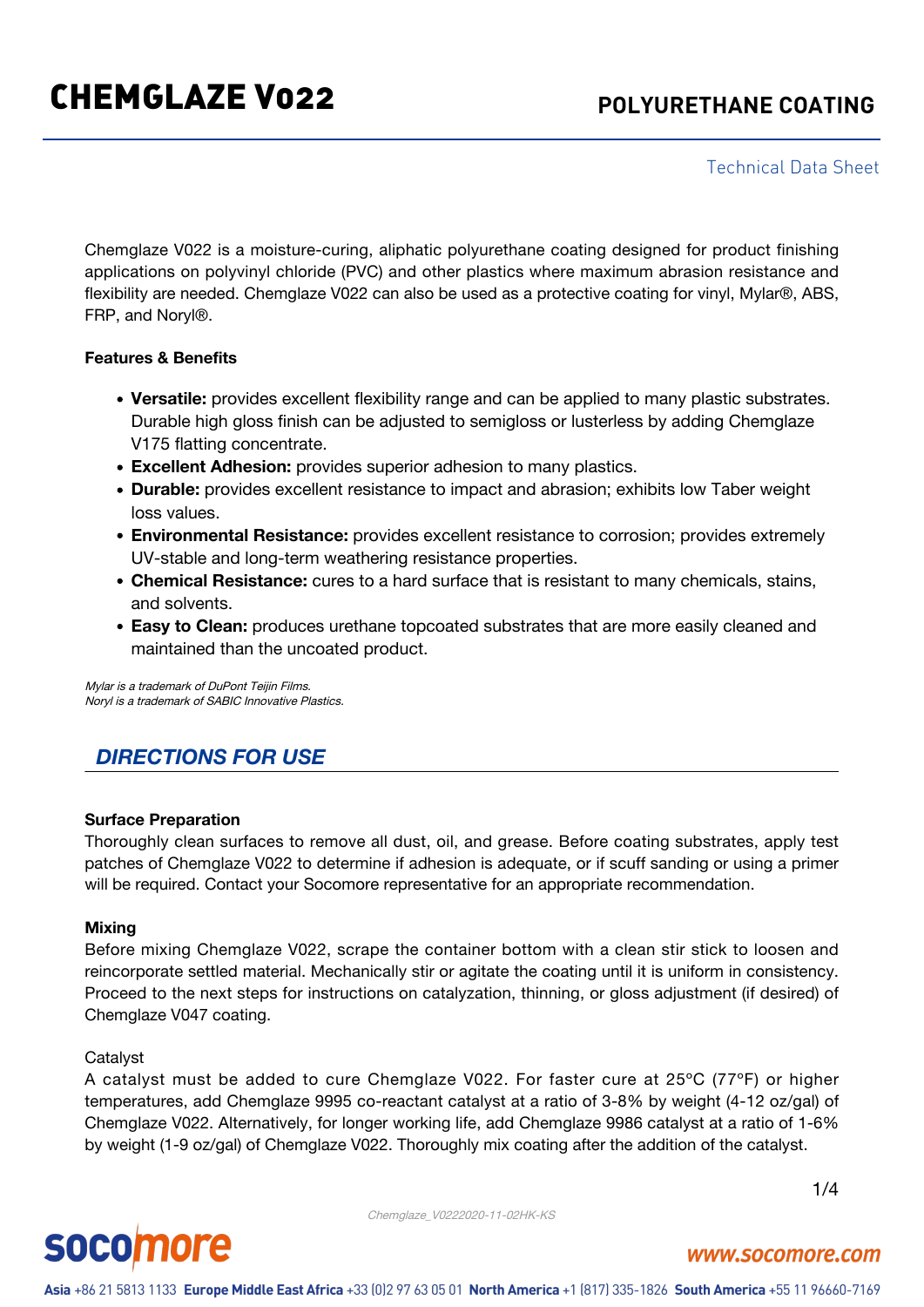# CHEMGLAZE V022

## POLYURETHANE COATING

Technical Data Sheet

Chemglaze V022 is a moisture-curing, aliphatic polyurethane coating designed for product finishing applications on polyvinyl chloride (PVC) and other plastics where maximum abrasion resistance and flexibility are needed. Chemglaze V022 can also be used as a protective coating for vinyl, Mylar®, ABS, FRP, and Noryl®.

**Features & Benefits**

- **Versatile:** provides excellent flexibility range and can be applied to many plastic substrates. Durable high gloss finish can be adjusted to semigloss or lusterless by adding Chemglaze V175 flatting concentrate.
- **Excellent Adhesion:** provides superior adhesion to many plastics.
- **Durable:** provides excellent resistance to impact and abrasion; exhibits low Taber weight loss values.
- **Environmental Resistance:** provides excellent resistance to corrosion; provides extremely UV-stable and long-term weathering resistance properties.
- **Chemical Resistance:** cures to a hard surface that is resistant to many chemicals, stains, and solvents.
- **Easy to Clean:** produces urethane topcoated substrates that are more easily cleaned and maintained than the uncoated product.

*Mylar is a trademark of DuPont Teijin Films.*
*Noryl is a trademark of SABIC Innovative Plastics.*

## DIRECTIONS FOR USE

**Surface Preparation**

Thoroughly clean surfaces to remove all dust, oil, and grease. Before coating substrates, apply test patches of Chemglaze V022 to determine if adhesion is adequate, or if scuff sanding or using a primer will be required. Contact your Socomore representative for an appropriate recommendation.

**Mixing**

Before mixing Chemglaze V022, scrape the container bottom with a clean stir stick to loosen and reincorporate settled material. Mechanically stir or agitate the coating until it is uniform in consistency. Proceed to the next steps for instructions on catalyzation, thinning, or gloss adjustment (if desired) of Chemglaze V047 coating.

Catalyst

A catalyst must be added to cure Chemglaze V022. For faster cure at 25°C (77°F) or higher temperatures, add Chemglaze 9995 co-reactant catalyst at a ratio of 3-8% by weight (4-12 oz/gal) of Chemglaze V022. Alternatively, for longer working life, add Chemglaze 9986 catalyst at a ratio of 1-6% by weight (1-9 oz/gal) of Chemglaze V022. Thoroughly mix coating after the addition of the catalyst.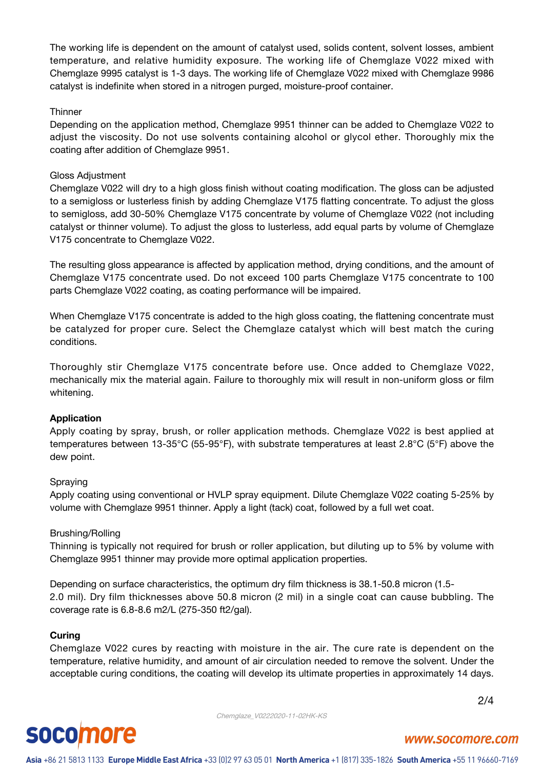The working life is dependent on the amount of catalyst used, solids content, solvent losses, ambient temperature, and relative humidity exposure. The working life of Chemglaze V022 mixed with Chemglaze 9995 catalyst is 1-3 days. The working life of Chemglaze V022 mixed with Chemglaze 9986 catalyst is indefinite when stored in a nitrogen purged, moisture-proof container.

Thinner
Depending on the application method, Chemglaze 9951 thinner can be added to Chemglaze V022 to adjust the viscosity. Do not use solvents containing alcohol or glycol ether. Thoroughly mix the coating after addition of Chemglaze 9951.

Gloss Adjustment
Chemglaze V022 will dry to a high gloss finish without coating modification. The gloss can be adjusted to a semigloss or lusterless finish by adding Chemglaze V175 flatting concentrate. To adjust the gloss to semigloss, add 30-50% Chemglaze V175 concentrate by volume of Chemglaze V022 (not including catalyst or thinner volume). To adjust the gloss to lusterless, add equal parts by volume of Chemglaze V175 concentrate to Chemglaze V022.

The resulting gloss appearance is affected by application method, drying conditions, and the amount of Chemglaze V175 concentrate used. Do not exceed 100 parts Chemglaze V175 concentrate to 100 parts Chemglaze V022 coating, as coating performance will be impaired.

When Chemglaze V175 concentrate is added to the high gloss coating, the flattening concentrate must be catalyzed for proper cure. Select the Chemglaze catalyst which will best match the curing conditions.

Thoroughly stir Chemglaze V175 concentrate before use. Once added to Chemglaze V022, mechanically mix the material again. Failure to thoroughly mix will result in non-uniform gloss or film whitening.

**Application**
Apply coating by spray, brush, or roller application methods. Chemglaze V022 is best applied at temperatures between 13-35°C (55-95°F), with substrate temperatures at least 2.8°C (5°F) above the dew point.

Spraying
Apply coating using conventional or HVLP spray equipment. Dilute Chemglaze V022 coating 5-25% by volume with Chemglaze 9951 thinner. Apply a light (tack) coat, followed by a full wet coat.

Brushing/Rolling
Thinning is typically not required for brush or roller application, but diluting up to 5% by volume with Chemglaze 9951 thinner may provide more optimal application properties.

Depending on surface characteristics, the optimum dry film thickness is 38.1-50.8 micron (1.5-2.0 mil). Dry film thicknesses above 50.8 micron (2 mil) in a single coat can cause bubbling. The coverage rate is 6.8-8.6 m2/L (275-350 ft2/gal).

**Curing**
Chemglaze V022 cures by reacting with moisture in the air. The cure rate is dependent on the temperature, relative humidity, and amount of air circulation needed to remove the solvent. Under the acceptable curing conditions, the coating will develop its ultimate properties in approximately 14 days.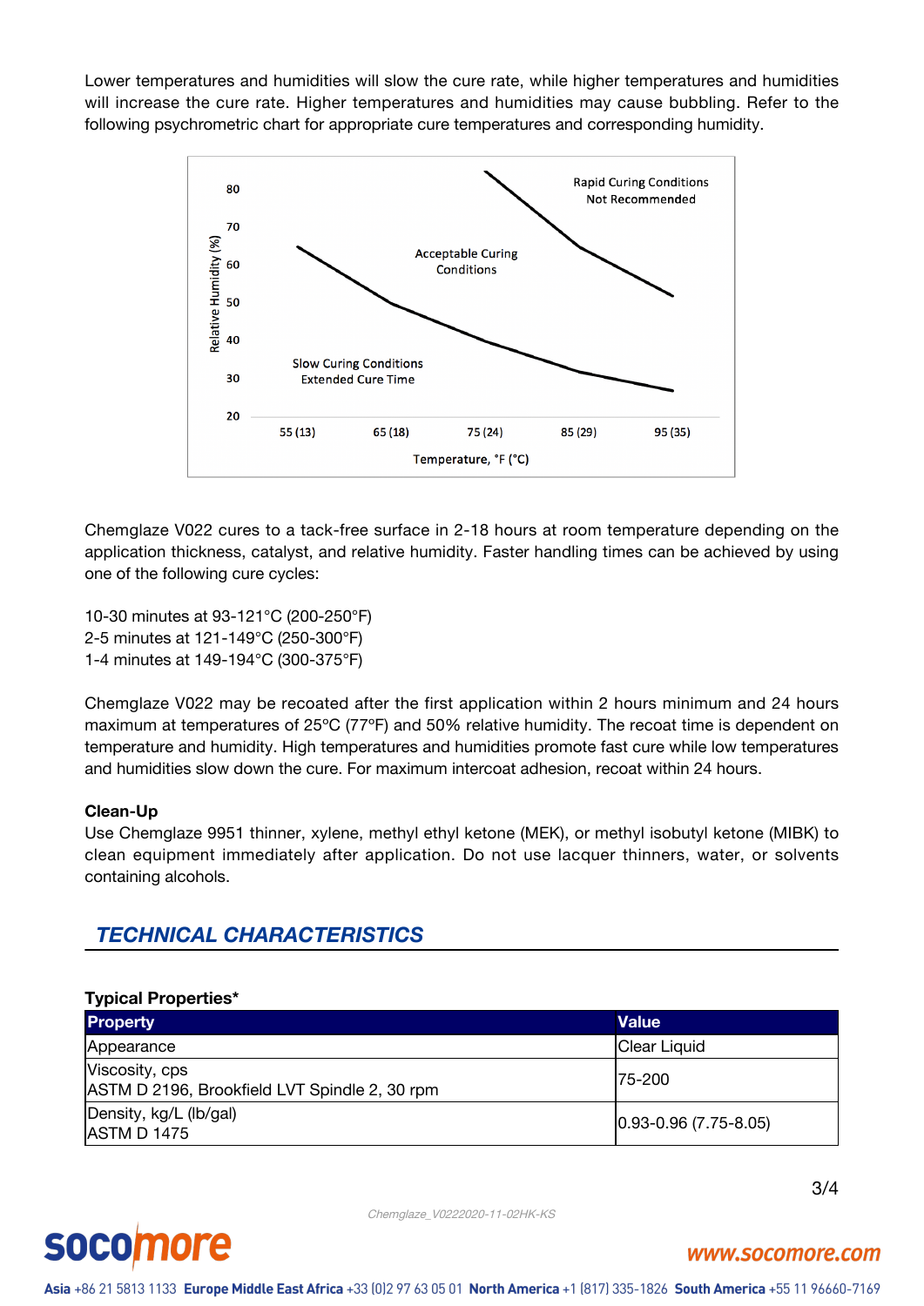Lower temperatures and humidities will slow the cure rate, while higher temperatures and humidities will increase the cure rate. Higher temperatures and humidities may cause bubbling. Refer to the following psychrometric chart for appropriate cure temperatures and corresponding humidity.

Chemglaze V022 cures to a tack-free surface in 2-18 hours at room temperature depending on the application thickness, catalyst, and relative humidity. Faster handling times can be achieved by using one of the following cure cycles:

10-30 minutes at 93-121°C (200-250°F)
2-5 minutes at 121-149°C (250-300°F)
1-4 minutes at 149-194°C (300-375°F)

Chemglaze V022 may be recoated after the first application within 2 hours minimum and 24 hours maximum at temperatures of 25ºC (77ºF) and 50% relative humidity. The recoat time is dependent on temperature and humidity. High temperatures and humidities promote fast cure while low temperatures and humidities slow down the cure. For maximum intercoat adhesion, recoat within 24 hours.

**Clean-Up**

Use Chemglaze 9951 thinner, xylene, methyl ethyl ketone (MEK), or methyl isobutyl ketone (MIBK) to clean equipment immediately after application. Do not use lacquer thinners, water, or solvents containing alcohols.

## TECHNICAL CHARACTERISTICS

**Typical Properties***

| Property | Value |
|---|---|
| Appearance | Clear Liquid |
| Viscosity, cps<br>ASTM D 2196, Brookfield LVT Spindle 2, 30 rpm | 75-200 |
| Density, kg/L (lb/gal)<br>ASTM D 1475 | 0.93-0.96 (7.75-8.05) |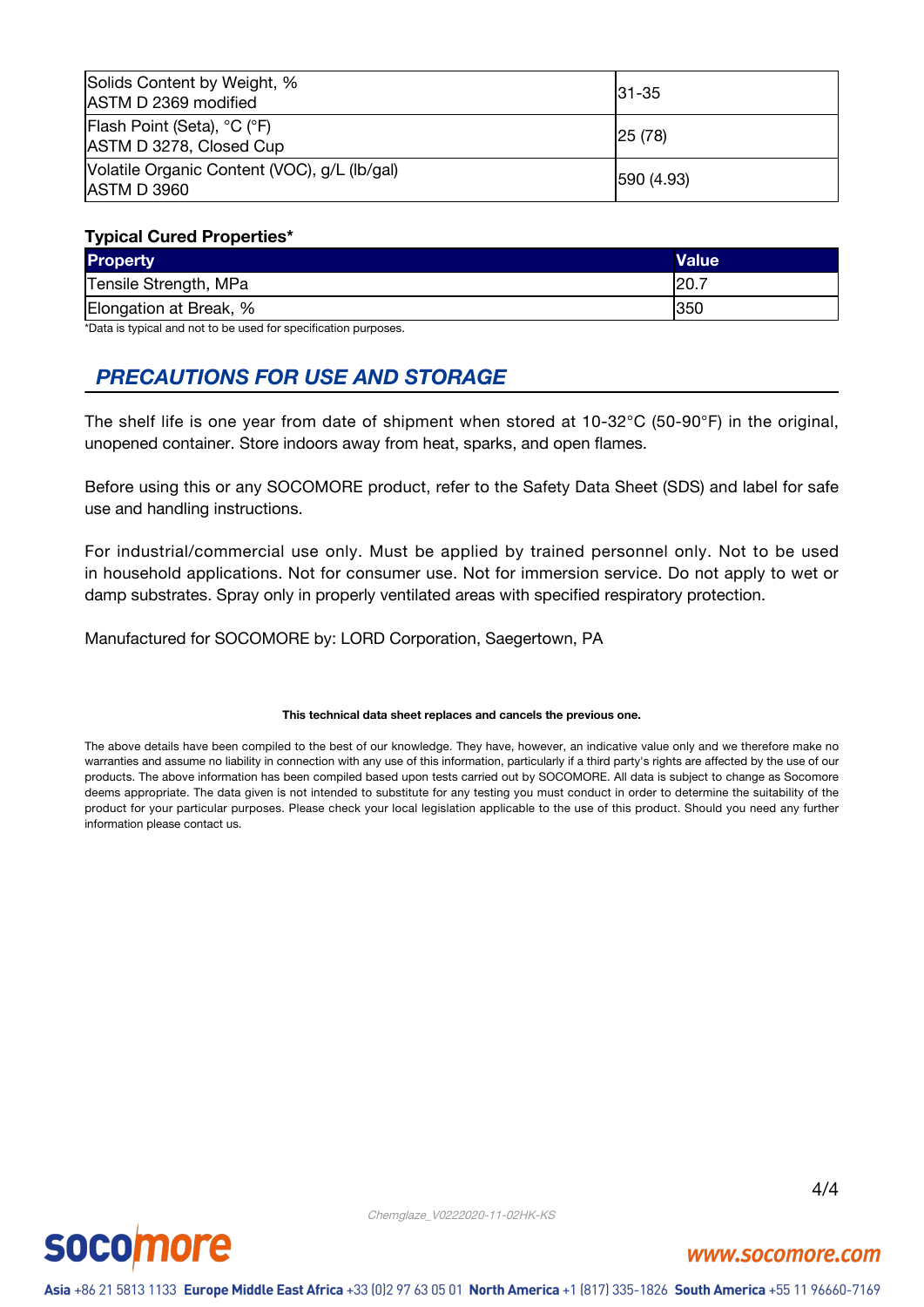| | |
|---|---|
| Solids Content by Weight, %<br>ASTM D 2369 modified | 31-35 |
| Flash Point (Seta), °C (°F)<br>ASTM D 3278, Closed Cup | 25 (78) |
| Volatile Organic Content (VOC), g/L (lb/gal)<br>ASTM D 3960 | 590 (4.93) |

**Typical Cured Properties***

| Property | Value |
|---|---|
| Tensile Strength, MPa | 20.7 |
| Elongation at Break, % | 350 |

*Data is typical and not to be used for specification purposes.

## *PRECAUTIONS FOR USE AND STORAGE*

The shelf life is one year from date of shipment when stored at 10-32°C (50-90°F) in the original, unopened container. Store indoors away from heat, sparks, and open flames.

Before using this or any SOCOMORE product, refer to the Safety Data Sheet (SDS) and label for safe use and handling instructions.

For industrial/commercial use only. Must be applied by trained personnel only. Not to be used in household applications. Not for consumer use. Not for immersion service. Do not apply to wet or damp substrates. Spray only in properly ventilated areas with specified respiratory protection.

Manufactured for SOCOMORE by: LORD Corporation, Saegertown, PA

**This technical data sheet replaces and cancels the previous one.**

The above details have been compiled to the best of our knowledge. They have, however, an indicative value only and we therefore make no warranties and assume no liability in connection with any use of this information, particularly if a third party's rights are affected by the use of our products. The above information has been compiled based upon tests carried out by SOCOMORE. All data is subject to change as Socomore deems appropriate. The data given is not intended to substitute for any testing you must conduct in order to determine the suitability of the product for your particular purposes. Please check your local legislation applicable to the use of this product. Should you need any further information please contact us.